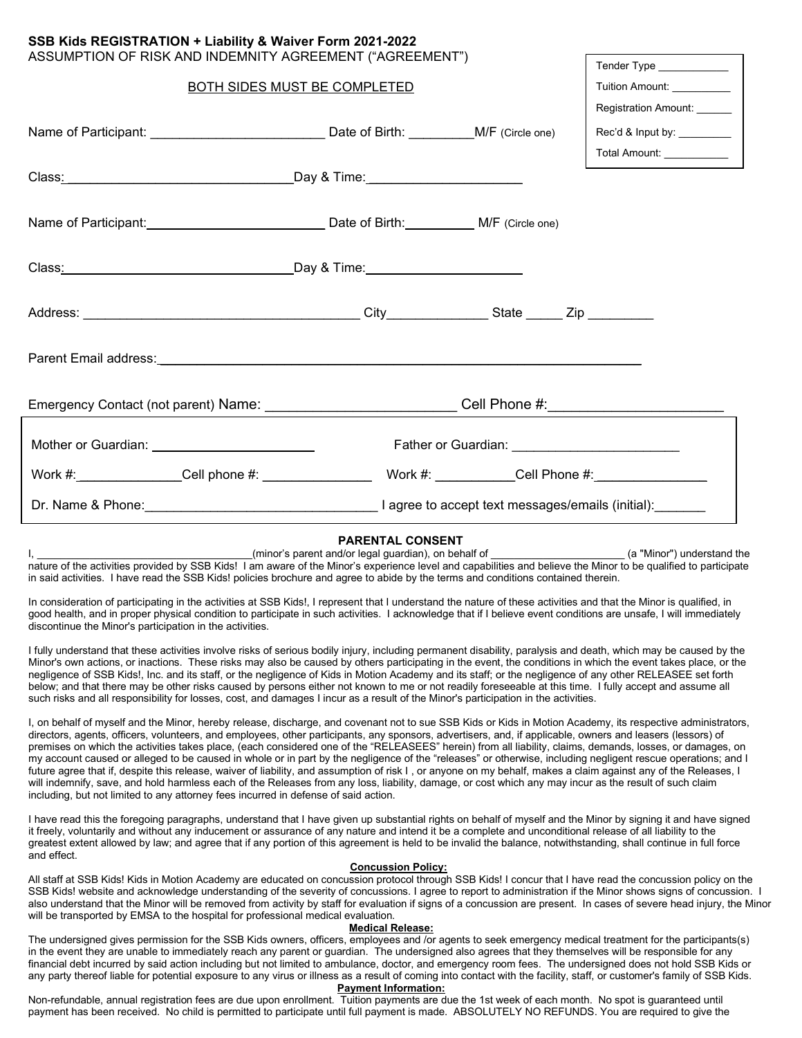**SSB Kids REGISTRATION + Liability & Waiver Form 2021-2022**

ASSUMPTION OF RISK AND INDEMNITY AGREEMENT ("AGREEMENT")

BOTH SIDES MUST BE COMPLETED

Tender Type ____________

Tuition Amount: __________

Registration Amount: ______

Rec'd & Input by: _________

Total Amount: ___________

Name of Participant: ________________________ Date of Birth: _________M/F (Circle one)

Class: ________________________________ Day & Time: _____________________

Name of Participant: ________________________ Date of Birth: __________ M/F (Circle one)

Class: ________________________________ Day & Time: _____________________

Address: _____________________________________ City______________ State _____ Zip _________

Parent Email address: ____________________________________________________________________

Emergency Contact (not parent) Name: _________________________ Cell Phone #: ______________________

Mother or Guardian: _______________________ Father or Guardian: _______________________

Work #: ______________ Cell phone #: _______________ Work #: ___________ Cell Phone #: ________________

Dr. Name & Phone: _______________________________ I agree to accept text messages/emails (initial): _______

**PARENTAL CONSENT**

I, ____________________________________(minor's parent and/or legal guardian), on behalf of _______________________ (a "Minor") understand the nature of the activities provided by SSB Kids! I am aware of the Minor's experience level and capabilities and believe the Minor to be qualified to participate in said activities. I have read the SSB Kids! policies brochure and agree to abide by the terms and conditions contained therein.

In consideration of participating in the activities at SSB Kids!, I represent that I understand the nature of these activities and that the Minor is qualified, in good health, and in proper physical condition to participate in such activities. I acknowledge that if I believe event conditions are unsafe, I will immediately discontinue the Minor's participation in the activities.

I fully understand that these activities involve risks of serious bodily injury, including permanent disability, paralysis and death, which may be caused by the Minor's own actions, or inactions. These risks may also be caused by others participating in the event, the conditions in which the event takes place, or the negligence of SSB Kids!, Inc. and its staff, or the negligence of Kids in Motion Academy and its staff; or the negligence of any other RELEASEE set forth below; and that there may be other risks caused by persons either not known to me or not readily foreseeable at this time. I fully accept and assume all such risks and all responsibility for losses, cost, and damages I incur as a result of the Minor's participation in the activities.

I, on behalf of myself and the Minor, hereby release, discharge, and covenant not to sue SSB Kids or Kids in Motion Academy, its respective administrators, directors, agents, officers, volunteers, and employees, other participants, any sponsors, advertisers, and, if applicable, owners and leasers (lessors) of premises on which the activities takes place, (each considered one of the "RELEASEES" herein) from all liability, claims, demands, losses, or damages, on my account caused or alleged to be caused in whole or in part by the negligence of the "releases" or otherwise, including negligent rescue operations; and I future agree that if, despite this release, waiver of liability, and assumption of risk I , or anyone on my behalf, makes a claim against any of the Releases, I will indemnify, save, and hold harmless each of the Releases from any loss, liability, damage, or cost which any may incur as the result of such claim including, but not limited to any attorney fees incurred in defense of said action.

I have read this the foregoing paragraphs, understand that I have given up substantial rights on behalf of myself and the Minor by signing it and have signed it freely, voluntarily and without any inducement or assurance of any nature and intend it be a complete and unconditional release of all liability to the greatest extent allowed by law; and agree that if any portion of this agreement is held to be invalid the balance, notwithstanding, shall continue in full force and effect.

**Concussion Policy:**

All staff at SSB Kids! Kids in Motion Academy are educated on concussion protocol through SSB Kids! I concur that I have read the concussion policy on the SSB Kids! website and acknowledge understanding of the severity of concussions. I agree to report to administration if the Minor shows signs of concussion. I also understand that the Minor will be removed from activity by staff for evaluation if signs of a concussion are present. In cases of severe head injury, the Minor will be transported by EMSA to the hospital for professional medical evaluation.

**Medical Release:**

The undersigned gives permission for the SSB Kids owners, officers, employees and /or agents to seek emergency medical treatment for the participants(s) in the event they are unable to immediately reach any parent or guardian. The undersigned also agrees that they themselves will be responsible for any financial debt incurred by said action including but not limited to ambulance, doctor, and emergency room fees. The undersigned does not hold SSB Kids or any party thereof liable for potential exposure to any virus or illness as a result of coming into contact with the facility, staff, or customer's family of SSB Kids.

**Payment Information:**

Non-refundable, annual registration fees are due upon enrollment. Tuition payments are due the 1st week of each month. No spot is guaranteed until payment has been received. No child is permitted to participate until full payment is made. ABSOLUTELY NO REFUNDS. You are required to give the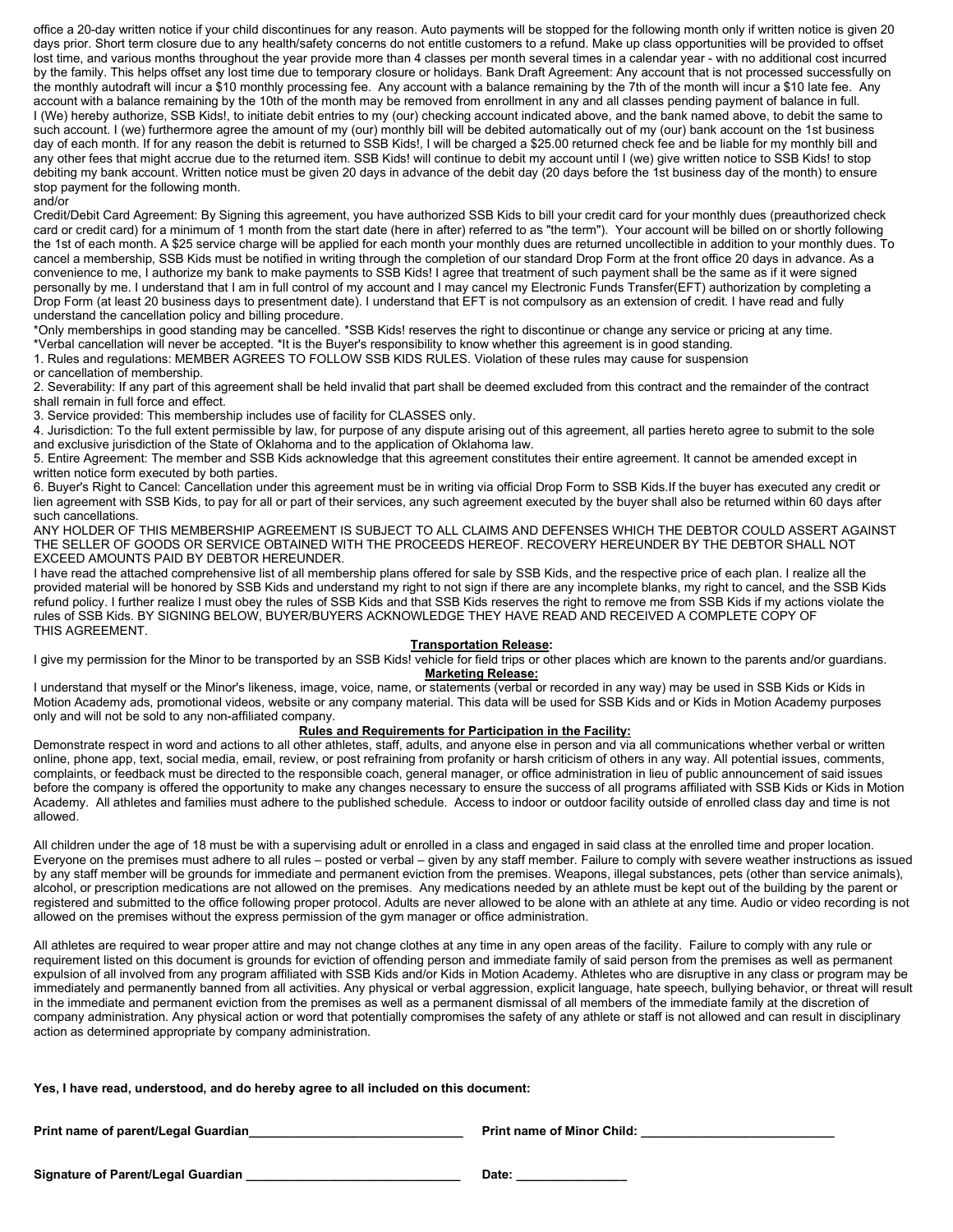office a 20-day written notice if your child discontinues for any reason. Auto payments will be stopped for the following month only if written notice is given 20 days prior. Short term closure due to any health/safety concerns do not entitle customers to a refund. Make up class opportunities will be provided to offset lost time, and various months throughout the year provide more than 4 classes per month several times in a calendar year - with no additional cost incurred by the family. This helps offset any lost time due to temporary closure or holidays. Bank Draft Agreement: Any account that is not processed successfully on the monthly autodraft will incur a $10 monthly processing fee. Any account with a balance remaining by the 7th of the month will incur a $10 late fee. Any account with a balance remaining by the 10th of the month may be removed from enrollment in any and all classes pending payment of balance in full. I (We) hereby authorize, SSB Kids!, to initiate debit entries to my (our) checking account indicated above, and the bank named above, to debit the same to such account. I (we) furthermore agree the amount of my (our) monthly bill will be debited automatically out of my (our) bank account on the 1st business day of each month. If for any reason the debit is returned to SSB Kids!, I will be charged a $25.00 returned check fee and be liable for my monthly bill and any other fees that might accrue due to the returned item. SSB Kids! will continue to debit my account until I (we) give written notice to SSB Kids! to stop debiting my bank account. Written notice must be given 20 days in advance of the debit day (20 days before the 1st business day of the month) to ensure stop payment for the following month.

and/or

Credit/Debit Card Agreement: By Signing this agreement, you have authorized SSB Kids to bill your credit card for your monthly dues (preauthorized check card or credit card) for a minimum of 1 month from the start date (here in after) referred to as "the term"). Your account will be billed on or shortly following the 1st of each month. A $25 service charge will be applied for each month your monthly dues are returned uncollectible in addition to your monthly dues. To cancel a membership, SSB Kids must be notified in writing through the completion of our standard Drop Form at the front office 20 days in advance. As a convenience to me, I authorize my bank to make payments to SSB Kids! I agree that treatment of such payment shall be the same as if it were signed personally by me. I understand that I am in full control of my account and I may cancel my Electronic Funds Transfer(EFT) authorization by completing a Drop Form (at least 20 business days to presentment date). I understand that EFT is not compulsory as an extension of credit. I have read and fully understand the cancellation policy and billing procedure.

*Only memberships in good standing may be cancelled. *SSB Kids! reserves the right to discontinue or change any service or pricing at any time.
*Verbal cancellation will never be accepted. *It is the Buyer's responsibility to know whether this agreement is in good standing.

1. Rules and regulations: MEMBER AGREES TO FOLLOW SSB KIDS RULES. Violation of these rules may cause for suspension or cancellation of membership.
2. Severability: If any part of this agreement shall be held invalid that part shall be deemed excluded from this contract and the remainder of the contract shall remain in full force and effect.
3. Service provided: This membership includes use of facility for CLASSES only.
4. Jurisdiction: To the full extent permissible by law, for purpose of any dispute arising out of this agreement, all parties hereto agree to submit to the sole and exclusive jurisdiction of the State of Oklahoma and to the application of Oklahoma law.
5. Entire Agreement: The member and SSB Kids acknowledge that this agreement constitutes their entire agreement. It cannot be amended except in written notice form executed by both parties.
6. Buyer's Right to Cancel: Cancellation under this agreement must be in writing via official Drop Form to SSB Kids.If the buyer has executed any credit or lien agreement with SSB Kids, to pay for all or part of their services, any such agreement executed by the buyer shall also be returned within 60 days after such cancellations.

ANY HOLDER OF THIS MEMBERSHIP AGREEMENT IS SUBJECT TO ALL CLAIMS AND DEFENSES WHICH THE DEBTOR COULD ASSERT AGAINST THE SELLER OF GOODS OR SERVICE OBTAINED WITH THE PROCEEDS HEREOF. RECOVERY HEREUNDER BY THE DEBTOR SHALL NOT EXCEED AMOUNTS PAID BY DEBTOR HEREUNDER.

I have read the attached comprehensive list of all membership plans offered for sale by SSB Kids, and the respective price of each plan. I realize all the provided material will be honored by SSB Kids and understand my right to not sign if there are any incomplete blanks, my right to cancel, and the SSB Kids refund policy. I further realize I must obey the rules of SSB Kids and that SSB Kids reserves the right to remove me from SSB Kids if my actions violate the rules of SSB Kids. BY SIGNING BELOW, BUYER/BUYERS ACKNOWLEDGE THEY HAVE READ AND RECEIVED A COMPLETE COPY OF THIS AGREEMENT.

**Transportation Release:**

I give my permission for the Minor to be transported by an SSB Kids! vehicle for field trips or other places which are known to the parents and/or guardians.

**Marketing Release:**

I understand that myself or the Minor's likeness, image, voice, name, or statements (verbal or recorded in any way) may be used in SSB Kids or Kids in Motion Academy ads, promotional videos, website or any company material. This data will be used for SSB Kids and or Kids in Motion Academy purposes only and will not be sold to any non-affiliated company.

**Rules and Requirements for Participation in the Facility:**

Demonstrate respect in word and actions to all other athletes, staff, adults, and anyone else in person and via all communications whether verbal or written online, phone app, text, social media, email, review, or post refraining from profanity or harsh criticism of others in any way. All potential issues, comments, complaints, or feedback must be directed to the responsible coach, general manager, or office administration in lieu of public announcement of said issues before the company is offered the opportunity to make any changes necessary to ensure the success of all programs affiliated with SSB Kids or Kids in Motion Academy. All athletes and families must adhere to the published schedule. Access to indoor or outdoor facility outside of enrolled class day and time is not allowed.

All children under the age of 18 must be with a supervising adult or enrolled in a class and engaged in said class at the enrolled time and proper location. Everyone on the premises must adhere to all rules – posted or verbal – given by any staff member. Failure to comply with severe weather instructions as issued by any staff member will be grounds for immediate and permanent eviction from the premises. Weapons, illegal substances, pets (other than service animals), alcohol, or prescription medications are not allowed on the premises. Any medications needed by an athlete must be kept out of the building by the parent or registered and submitted to the office following proper protocol. Adults are never allowed to be alone with an athlete at any time. Audio or video recording is not allowed on the premises without the express permission of the gym manager or office administration.

All athletes are required to wear proper attire and may not change clothes at any time in any open areas of the facility. Failure to comply with any rule or requirement listed on this document is grounds for eviction of offending person and immediate family of said person from the premises as well as permanent expulsion of all involved from any program affiliated with SSB Kids and/or Kids in Motion Academy. Athletes who are disruptive in any class or program may be immediately and permanently banned from all activities. Any physical or verbal aggression, explicit language, hate speech, bullying behavior, or threat will result in the immediate and permanent eviction from the premises as well as a permanent dismissal of all members of the immediate family at the discretion of company administration. Any physical action or word that potentially compromises the safety of any athlete or staff is not allowed and can result in disciplinary action as determined appropriate by company administration.

**Yes, I have read, understood, and do hereby agree to all included on this document:**

**Print name of parent/Legal Guardian**_______________________________ **Print name of Minor Child:** ____________________________

**Signature of Parent/Legal Guardian** _______________________________ **Date:** ________________